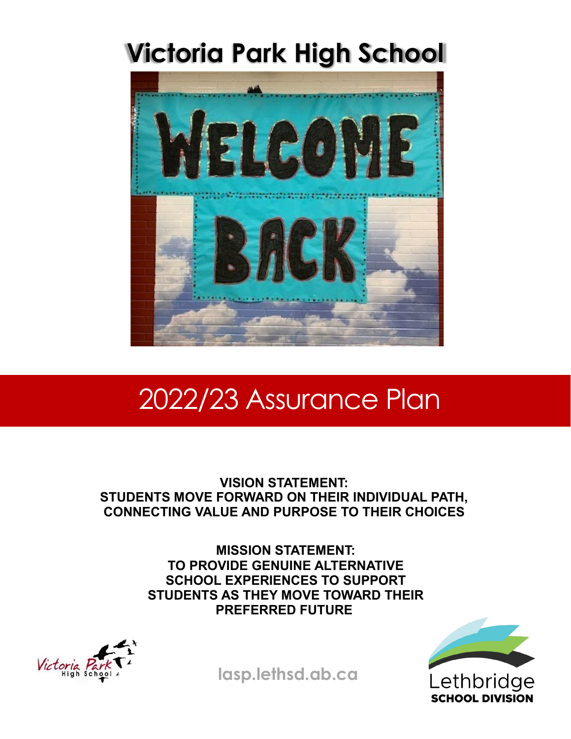# Victoria Park High School

## 2022/23 Assurance Plan

**VISION STATEMENT:**
**STUDENTS MOVE FORWARD ON THEIR INDIVIDUAL PATH, CONNECTING VALUE AND PURPOSE TO THEIR CHOICES**

**MISSION STATEMENT:**
**TO PROVIDE GENUINE ALTERNATIVE SCHOOL EXPERIENCES TO SUPPORT STUDENTS AS THEY MOVE TOWARD THEIR PREFERRED FUTURE**

**lasp.lethsd.ab.ca**

Lethbridge
**SCHOOL DIVISION**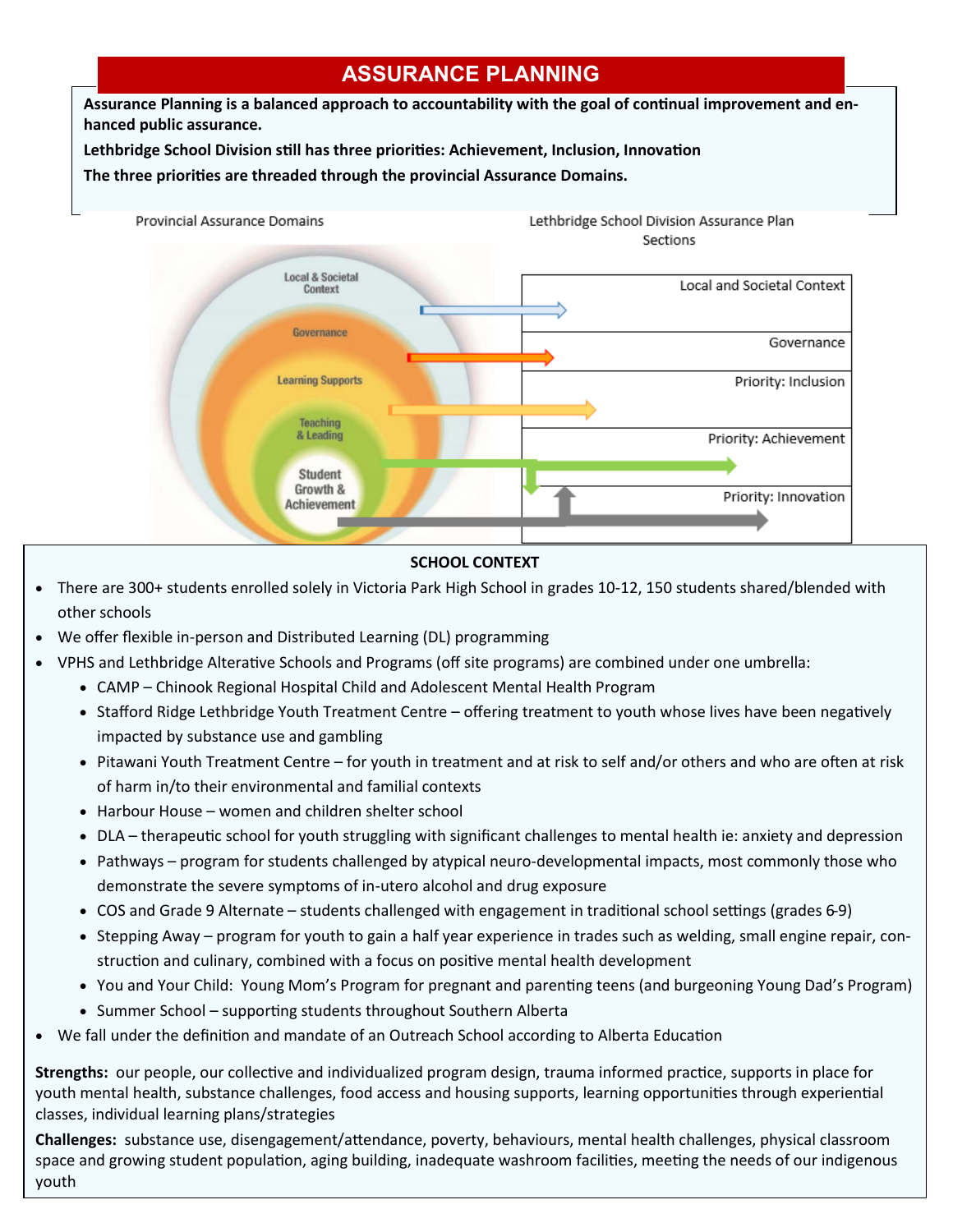# ASSURANCE PLANNING

**Assurance Planning is a balanced approach to accountability with the goal of continual improvement and enhanced public assurance.**

**Lethbridge School Division still has three priorities: Achievement, Inclusion, Innovation**

**The three priorities are threaded through the provincial Assurance Domains.**

| Provincial Assurance Domains | Lethbridge School Division Assurance Plan Sections |
|---|---|
| Local & Societal Context | Local and Societal Context |
| Governance | Governance |
| Learning Supports | Priority: Inclusion |
| Teaching & Leading | Priority: Achievement |
| Student Growth & Achievement | Priority: Innovation |

## SCHOOL CONTEXT

- There are 300+ students enrolled solely in Victoria Park High School in grades 10-12, 150 students shared/blended with other schools
- We offer flexible in-person and Distributed Learning (DL) programming
- VPHS and Lethbridge Alterative Schools and Programs (off site programs) are combined under one umbrella:
  - CAMP – Chinook Regional Hospital Child and Adolescent Mental Health Program
  - Stafford Ridge Lethbridge Youth Treatment Centre – offering treatment to youth whose lives have been negatively impacted by substance use and gambling
  - Pitawani Youth Treatment Centre – for youth in treatment and at risk to self and/or others and who are often at risk of harm in/to their environmental and familial contexts
  - Harbour House – women and children shelter school
  - DLA – therapeutic school for youth struggling with significant challenges to mental health ie: anxiety and depression
  - Pathways – program for students challenged by atypical neuro-developmental impacts, most commonly those who demonstrate the severe symptoms of in-utero alcohol and drug exposure
  - COS and Grade 9 Alternate – students challenged with engagement in traditional school settings (grades 6-9)
  - Stepping Away – program for youth to gain a half year experience in trades such as welding, small engine repair, construction and culinary, combined with a focus on positive mental health development
  - You and Your Child: Young Mom's Program for pregnant and parenting teens (and burgeoning Young Dad's Program)
  - Summer School – supporting students throughout Southern Alberta
- We fall under the definition and mandate of an Outreach School according to Alberta Education

**Strengths:** our people, our collective and individualized program design, trauma informed practice, supports in place for youth mental health, substance challenges, food access and housing supports, learning opportunities through experiential classes, individual learning plans/strategies

**Challenges:** substance use, disengagement/attendance, poverty, behaviours, mental health challenges, physical classroom space and growing student population, aging building, inadequate washroom facilities, meeting the needs of our indigenous youth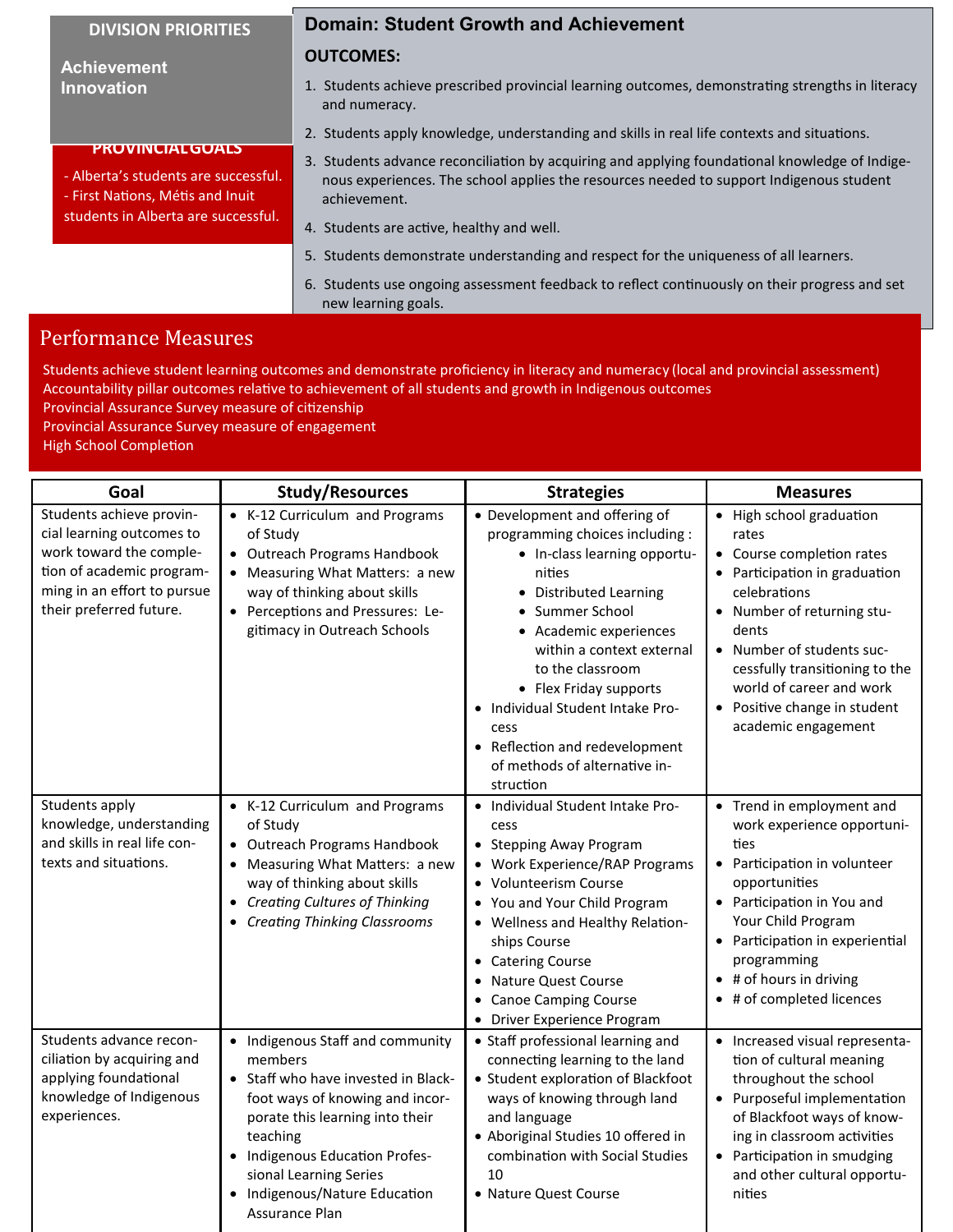**DIVISION PRIORITIES**

**Achievement**
**Innovation**

**PROVINCIAL GOALS**

- Alberta's students are successful.
- First Nations, Métis and Inuit students in Alberta are successful.

## Domain: Student Growth and Achievement

**OUTCOMES:**

1. Students achieve prescribed provincial learning outcomes, demonstrating strengths in literacy and numeracy.
2. Students apply knowledge, understanding and skills in real life contexts and situations.
3. Students advance reconciliation by acquiring and applying foundational knowledge of Indigenous experiences. The school applies the resources needed to support Indigenous student achievement.
4. Students are active, healthy and well.
5. Students demonstrate understanding and respect for the uniqueness of all learners.
6. Students use ongoing assessment feedback to reflect continuously on their progress and set new learning goals.

## Performance Measures

Students achieve student learning outcomes and demonstrate proficiency in literacy and numeracy (local and provincial assessment)
Accountability pillar outcomes relative to achievement of all students and growth in Indigenous outcomes
Provincial Assurance Survey measure of citizenship
Provincial Assurance Survey measure of engagement
High School Completion

| Goal | Study/Resources | Strategies | Measures |
|---|---|---|---|
| Students achieve provincial learning outcomes to work toward the completion of academic programming in an effort to pursue their preferred future. | • K-12 Curriculum and Programs of Study<br>• Outreach Programs Handbook<br>• Measuring What Matters: a new way of thinking about skills<br>• Perceptions and Pressures: Legitimacy in Outreach Schools | • Development and offering of programming choices including :<br>&nbsp;&nbsp;◦ In-class learning opportunities<br>&nbsp;&nbsp;◦ Distributed Learning<br>&nbsp;&nbsp;◦ Summer School<br>&nbsp;&nbsp;◦ Academic experiences within a context external to the classroom<br>&nbsp;&nbsp;◦ Flex Friday supports<br>• Individual Student Intake Process<br>• Reflection and redevelopment of methods of alternative instruction | • High school graduation rates<br>• Course completion rates<br>• Participation in graduation celebrations<br>• Number of returning students<br>• Number of students successfully transitioning to the world of career and work<br>• Positive change in student academic engagement |
| Students apply knowledge, understanding and skills in real life contexts and situations. | • K-12 Curriculum and Programs of Study<br>• Outreach Programs Handbook<br>• Measuring What Matters: a new way of thinking about skills<br>• *Creating Cultures of Thinking*<br>• *Creating Thinking Classrooms* | • Individual Student Intake Process<br>• Stepping Away Program<br>• Work Experience/RAP Programs<br>• Volunteerism Course<br>• You and Your Child Program<br>• Wellness and Healthy Relationships Course<br>• Catering Course<br>• Nature Quest Course<br>• Canoe Camping Course<br>• Driver Experience Program | • Trend in employment and work experience opportunities<br>• Participation in volunteer opportunities<br>• Participation in You and Your Child Program<br>• Participation in experiential programming<br>• # of hours in driving<br>• # of completed licences |
| Students advance reconciliation by acquiring and applying foundational knowledge of Indigenous experiences. | • Indigenous Staff and community members<br>• Staff who have invested in Blackfoot ways of knowing and incorporate this learning into their teaching<br>• Indigenous Education Professional Learning Series<br>• Indigenous/Nature Education Assurance Plan | • Staff professional learning and connecting learning to the land<br>• Student exploration of Blackfoot ways of knowing through land and language<br>• Aboriginal Studies 10 offered in combination with Social Studies 10<br>• Nature Quest Course | • Increased visual representation of cultural meaning throughout the school<br>• Purposeful implementation of Blackfoot ways of knowing in classroom activities<br>• Participation in smudging and other cultural opportunities |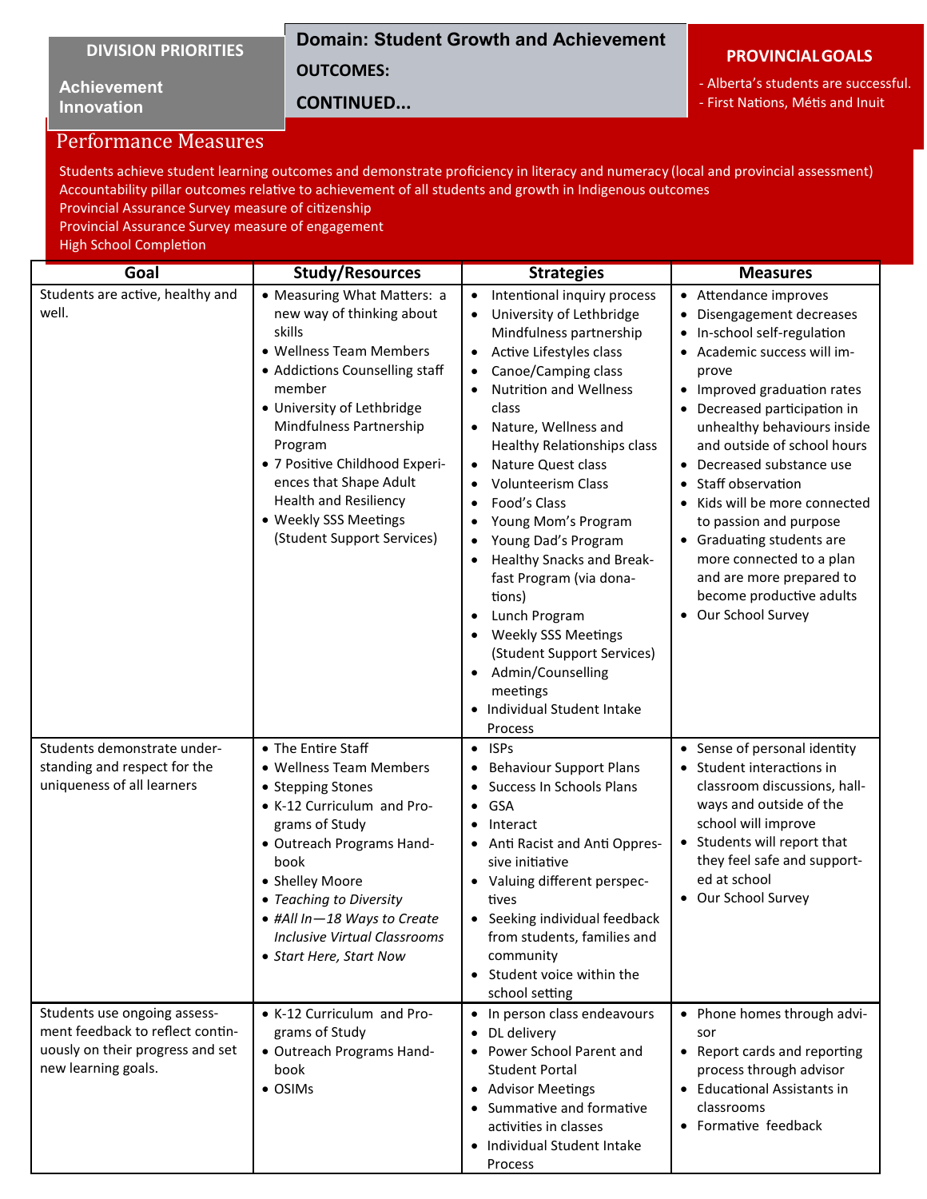**DIVISION PRIORITIES**

**Achievement**
**Innovation**

**Domain: Student Growth and Achievement**

**OUTCOMES:**

**CONTINUED...**

**PROVINCIAL GOALS**

- Alberta's students are successful.
- First Nations, Métis and Inuit

## Performance Measures

Students achieve student learning outcomes and demonstrate proficiency in literacy and numeracy (local and provincial assessment)
Accountability pillar outcomes relative to achievement of all students and growth in Indigenous outcomes
Provincial Assurance Survey measure of citizenship
Provincial Assurance Survey measure of engagement
High School Completion

| Goal | Study/Resources | Strategies | Measures |
|---|---|---|---|
| Students are active, healthy and well. | • Measuring What Matters: a new way of thinking about skills<br>• Wellness Team Members<br>• Addictions Counselling staff member<br>• University of Lethbridge Mindfulness Partnership Program<br>• 7 Positive Childhood Experiences that Shape Adult Health and Resiliency<br>• Weekly SSS Meetings (Student Support Services) | • Intentional inquiry process<br>• University of Lethbridge Mindfulness partnership<br>• Active Lifestyles class<br>• Canoe/Camping class<br>• Nutrition and Wellness class<br>• Nature, Wellness and Healthy Relationships class<br>• Nature Quest class<br>• Volunteerism Class<br>• Food's Class<br>• Young Mom's Program<br>• Young Dad's Program<br>• Healthy Snacks and Breakfast Program (via donations)<br>• Lunch Program<br>• Weekly SSS Meetings (Student Support Services)<br>• Admin/Counselling meetings<br>• Individual Student Intake Process | • Attendance improves<br>• Disengagement decreases<br>• In-school self-regulation<br>• Academic success will improve<br>• Improved graduation rates<br>• Decreased participation in unhealthy behaviours inside and outside of school hours<br>• Decreased substance use<br>• Staff observation<br>• Kids will be more connected to passion and purpose<br>• Graduating students are more connected to a plan and are more prepared to become productive adults<br>• Our School Survey |
| Students demonstrate understanding and respect for the uniqueness of all learners | • The Entire Staff<br>• Wellness Team Members<br>• Stepping Stones<br>• K-12 Curriculum and Programs of Study<br>• Outreach Programs Handbook<br>• Shelley Moore<br>• *Teaching to Diversity*<br>• *#All In—18 Ways to Create Inclusive Virtual Classrooms*<br>• *Start Here, Start Now* | • ISPs<br>• Behaviour Support Plans<br>• Success In Schools Plans<br>• GSA<br>• Interact<br>• Anti Racist and Anti Oppressive initiative<br>• Valuing different perspectives<br>• Seeking individual feedback from students, families and community<br>• Student voice within the school setting | • Sense of personal identity<br>• Student interactions in classroom discussions, hallways and outside of the school will improve<br>• Students will report that they feel safe and supported at school<br>• Our School Survey |
| Students use ongoing assessment feedback to reflect continuously on their progress and set new learning goals. | • K-12 Curriculum and Programs of Study<br>• Outreach Programs Handbook<br>• OSIMs | • In person class endeavours<br>• DL delivery<br>• Power School Parent and Student Portal<br>• Advisor Meetings<br>• Summative and formative activities in classes<br>• Individual Student Intake Process | • Phone homes through advisor<br>• Report cards and reporting process through advisor<br>• Educational Assistants in classrooms<br>• Formative feedback |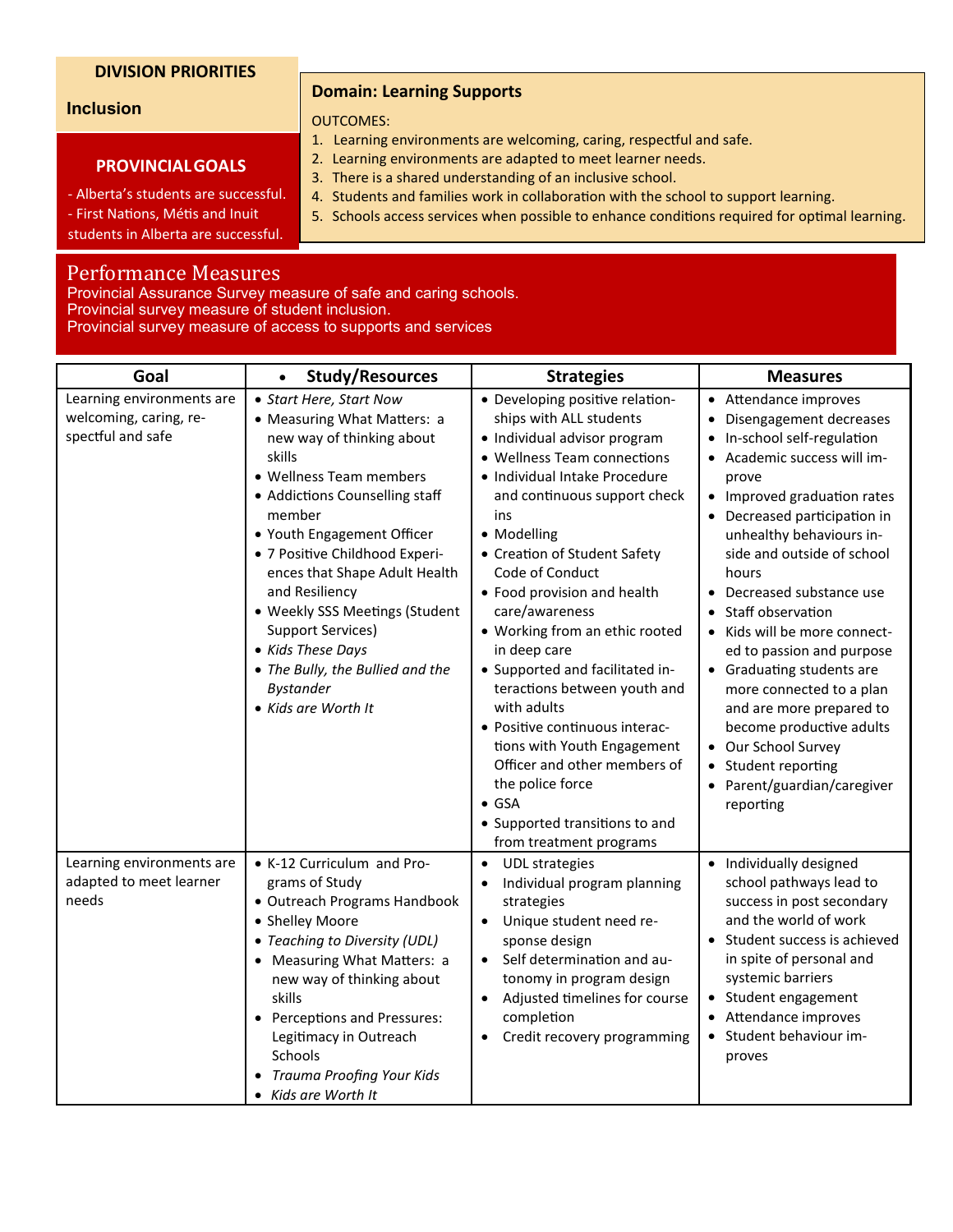**DIVISION PRIORITIES**

**Inclusion**

**PROVINCIAL GOALS**

- Alberta's students are successful.
- First Nations, Métis and Inuit students in Alberta are successful.

**Domain: Learning Supports**

OUTCOMES:

1. Learning environments are welcoming, caring, respectful and safe.
2. Learning environments are adapted to meet learner needs.
3. There is a shared understanding of an inclusive school.
4. Students and families work in collaboration with the school to support learning.
5. Schools access services when possible to enhance conditions required for optimal learning.

## Performance Measures

Provincial Assurance Survey measure of safe and caring schools.
Provincial survey measure of student inclusion.
Provincial survey measure of access to supports and services

| Goal | Study/Resources | Strategies | Measures |
|---|---|---|---|
| Learning environments are welcoming, caring, respectful and safe | • *Start Here, Start Now*<br>• Measuring What Matters: a new way of thinking about skills<br>• Wellness Team members<br>• Addictions Counselling staff member<br>• Youth Engagement Officer<br>• 7 Positive Childhood Experiences that Shape Adult Health and Resiliency<br>• Weekly SSS Meetings (Student Support Services)<br>• *Kids These Days*<br>• *The Bully, the Bullied and the Bystander*<br>• *Kids are Worth It* | • Developing positive relationships with ALL students<br>• Individual advisor program<br>• Wellness Team connections<br>• Individual Intake Procedure and continuous support check ins<br>• Modelling<br>• Creation of Student Safety Code of Conduct<br>• Food provision and health care/awareness<br>• Working from an ethic rooted in deep care<br>• Supported and facilitated interactions between youth and with adults<br>• Positive continuous interactions with Youth Engagement Officer and other members of the police force<br>• GSA<br>• Supported transitions to and from treatment programs | • Attendance improves<br>• Disengagement decreases<br>• In-school self-regulation<br>• Academic success will improve<br>• Improved graduation rates<br>• Decreased participation in unhealthy behaviours inside and outside of school hours<br>• Decreased substance use<br>• Staff observation<br>• Kids will be more connected to passion and purpose<br>• Graduating students are more connected to a plan and are more prepared to become productive adults<br>• Our School Survey<br>• Student reporting<br>• Parent/guardian/caregiver reporting |
| Learning environments are adapted to meet learner needs | • K-12 Curriculum and Programs of Study<br>• Outreach Programs Handbook<br>• Shelley Moore<br>• *Teaching to Diversity (UDL)*<br>• Measuring What Matters: a new way of thinking about skills<br>• Perceptions and Pressures: Legitimacy in Outreach Schools<br>• *Trauma Proofing Your Kids*<br>• *Kids are Worth It* | • UDL strategies<br>• Individual program planning strategies<br>• Unique student need response design<br>• Self determination and autonomy in program design<br>• Adjusted timelines for course completion<br>• Credit recovery programming | • Individually designed school pathways lead to success in post secondary and the world of work<br>• Student success is achieved in spite of personal and systemic barriers<br>• Student engagement<br>• Attendance improves<br>• Student behaviour improves |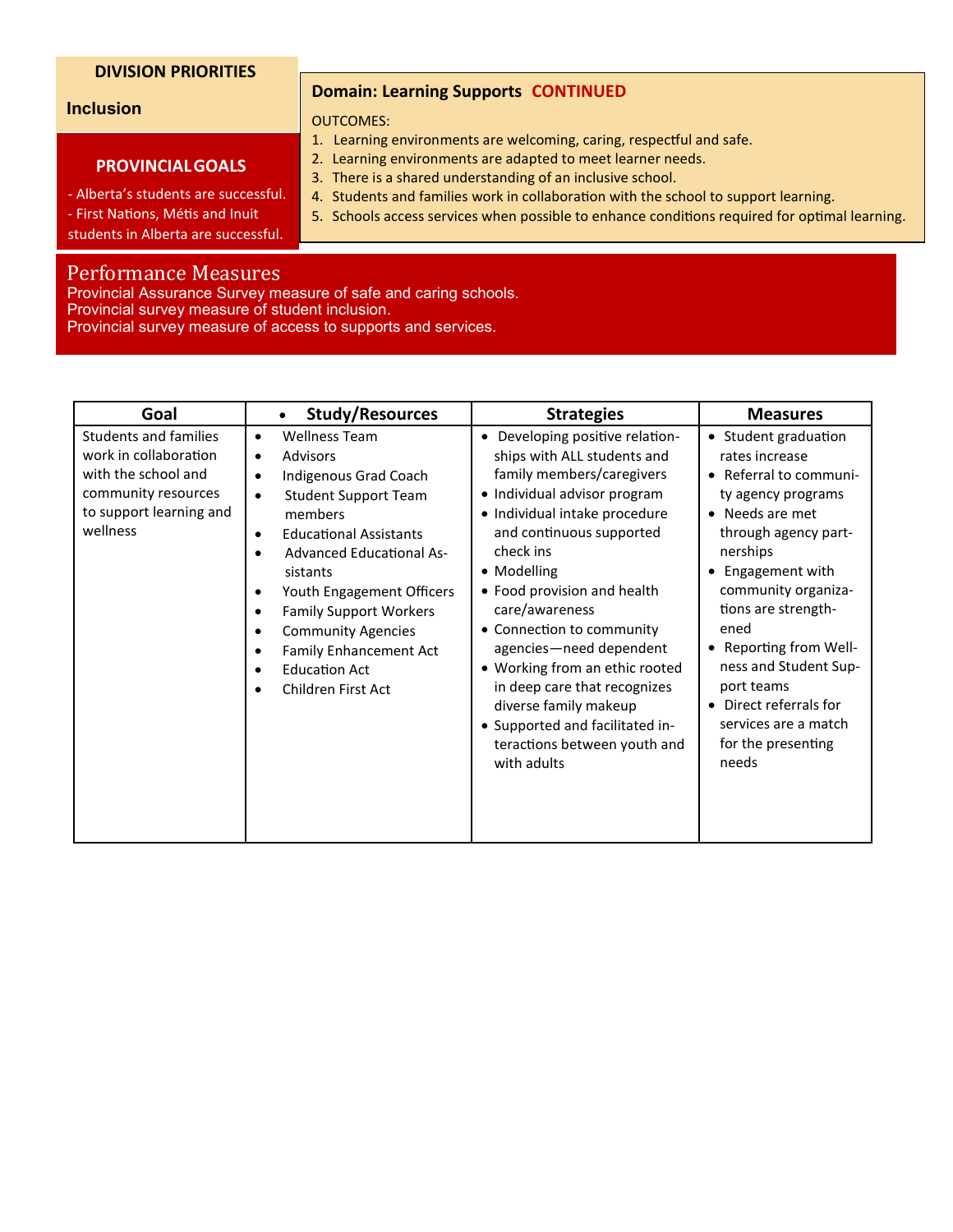**DIVISION PRIORITIES**

**Inclusion**

**PROVINCIAL GOALS**

- Alberta's students are successful.
- First Nations, Métis and Inuit students in Alberta are successful.

**Domain: Learning Supports CONTINUED**

OUTCOMES:

1. Learning environments are welcoming, caring, respectful and safe.
2. Learning environments are adapted to meet learner needs.
3. There is a shared understanding of an inclusive school.
4. Students and families work in collaboration with the school to support learning.
5. Schools access services when possible to enhance conditions required for optimal learning.

## Performance Measures

Provincial Assurance Survey measure of safe and caring schools.
Provincial survey measure of student inclusion.
Provincial survey measure of access to supports and services.

| Goal | Study/Resources | Strategies | Measures |
|---|---|---|---|
| Students and families work in collaboration with the school and community resources to support learning and wellness | • Wellness Team<br>• Advisors<br>• Indigenous Grad Coach<br>• Student Support Team members<br>• Educational Assistants<br>• Advanced Educational Assistants<br>• Youth Engagement Officers<br>• Family Support Workers<br>• Community Agencies<br>• Family Enhancement Act<br>• Education Act<br>• Children First Act | • Developing positive relationships with ALL students and family members/caregivers<br>• Individual advisor program<br>• Individual intake procedure and continuous supported check ins<br>• Modelling<br>• Food provision and health care/awareness<br>• Connection to community agencies—need dependent<br>• Working from an ethic rooted in deep care that recognizes diverse family makeup<br>• Supported and facilitated interactions between youth and with adults | • Student graduation rates increase<br>• Referral to community agency programs<br>• Needs are met through agency partnerships<br>• Engagement with community organizations are strengthened<br>• Reporting from Wellness and Student Support teams<br>• Direct referrals for services are a match for the presenting needs |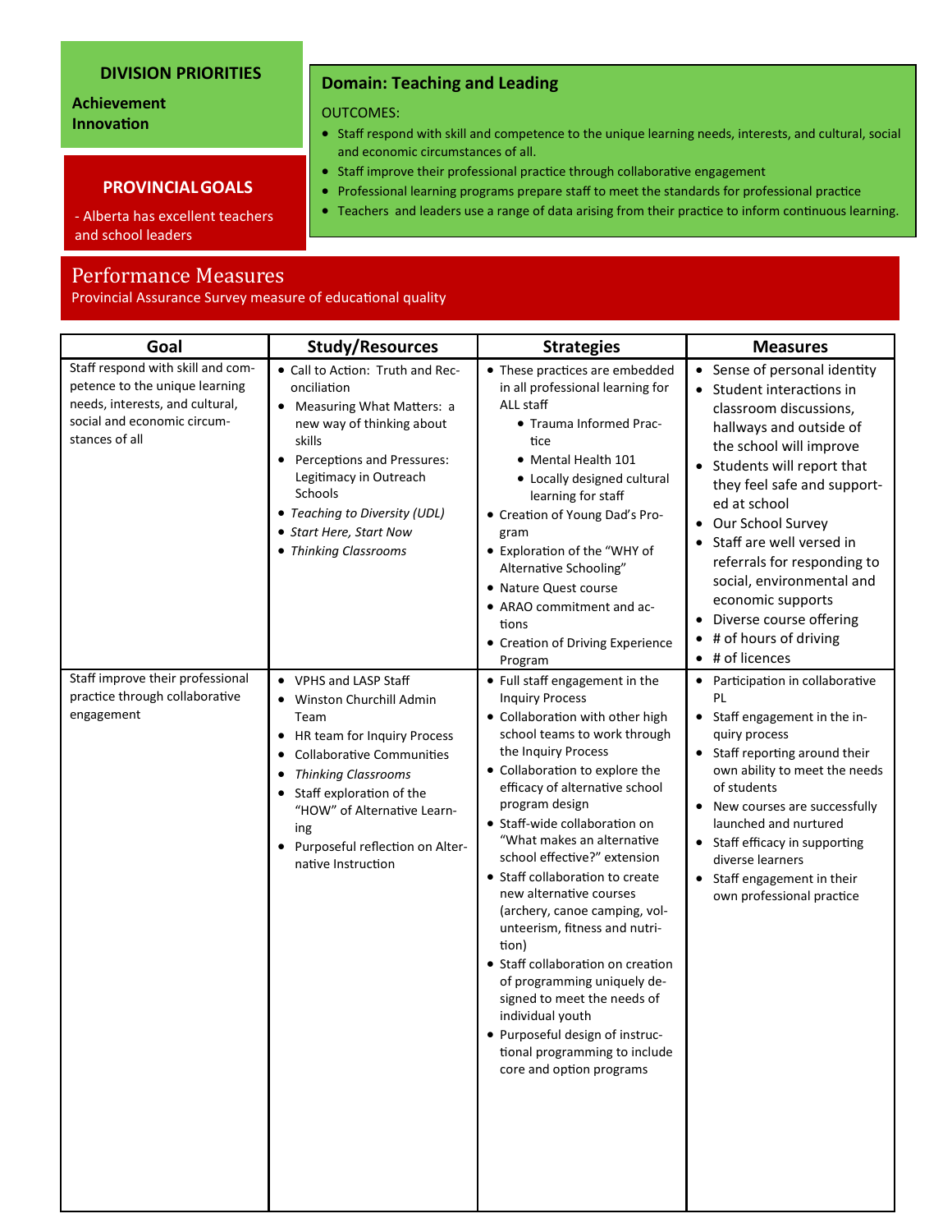**DIVISION PRIORITIES**

**Achievement**
**Innovation**

**PROVINCIAL GOALS**

- Alberta has excellent teachers and school leaders

## Domain: Teaching and Leading

OUTCOMES:

- Staff respond with skill and competence to the unique learning needs, interests, and cultural, social and economic circumstances of all.
- Staff improve their professional practice through collaborative engagement
- Professional learning programs prepare staff to meet the standards for professional practice
- Teachers and leaders use a range of data arising from their practice to inform continuous learning.

## Performance Measures

Provincial Assurance Survey measure of educational quality

| Goal | Study/Resources | Strategies | Measures |
|---|---|---|---|
| Staff respond with skill and competence to the unique learning needs, interests, and cultural, social and economic circumstances of all | • Call to Action: Truth and Reconciliation<br>• Measuring What Matters: a new way of thinking about skills<br>• Perceptions and Pressures: Legitimacy in Outreach Schools<br>• *Teaching to Diversity (UDL)*<br>• *Start Here, Start Now*<br>• *Thinking Classrooms* | • These practices are embedded in all professional learning for ALL staff<br>&nbsp;&nbsp;◦ Trauma Informed Practice<br>&nbsp;&nbsp;◦ Mental Health 101<br>&nbsp;&nbsp;◦ Locally designed cultural learning for staff<br>• Creation of Young Dad's Program<br>• Exploration of the "WHY of Alternative Schooling"<br>• Nature Quest course<br>• ARAO commitment and actions<br>• Creation of Driving Experience Program | • Sense of personal identity<br>• Student interactions in classroom discussions, hallways and outside of the school will improve<br>• Students will report that they feel safe and supported at school<br>• Our School Survey<br>• Staff are well versed in referrals for responding to social, environmental and economic supports<br>• Diverse course offering<br>• # of hours of driving<br>• # of licences |
| Staff improve their professional practice through collaborative engagement | • VPHS and LASP Staff<br>• Winston Churchill Admin Team<br>• HR team for Inquiry Process<br>• Collaborative Communities<br>• *Thinking Classrooms*<br>• Staff exploration of the "HOW" of Alternative Learning<br>• Purposeful reflection on Alternative Instruction | • Full staff engagement in the Inquiry Process<br>• Collaboration with other high school teams to work through the Inquiry Process<br>• Collaboration to explore the efficacy of alternative school program design<br>• Staff-wide collaboration on "What makes an alternative school effective?" extension<br>• Staff collaboration to create new alternative courses (archery, canoe camping, volunteerism, fitness and nutrition)<br>• Staff collaboration on creation of programming uniquely designed to meet the needs of individual youth<br>• Purposeful design of instructional programming to include core and option programs | • Participation in collaborative PL<br>• Staff engagement in the inquiry process<br>• Staff reporting around their own ability to meet the needs of students<br>• New courses are successfully launched and nurtured<br>• Staff efficacy in supporting diverse learners<br>• Staff engagement in their own professional practice |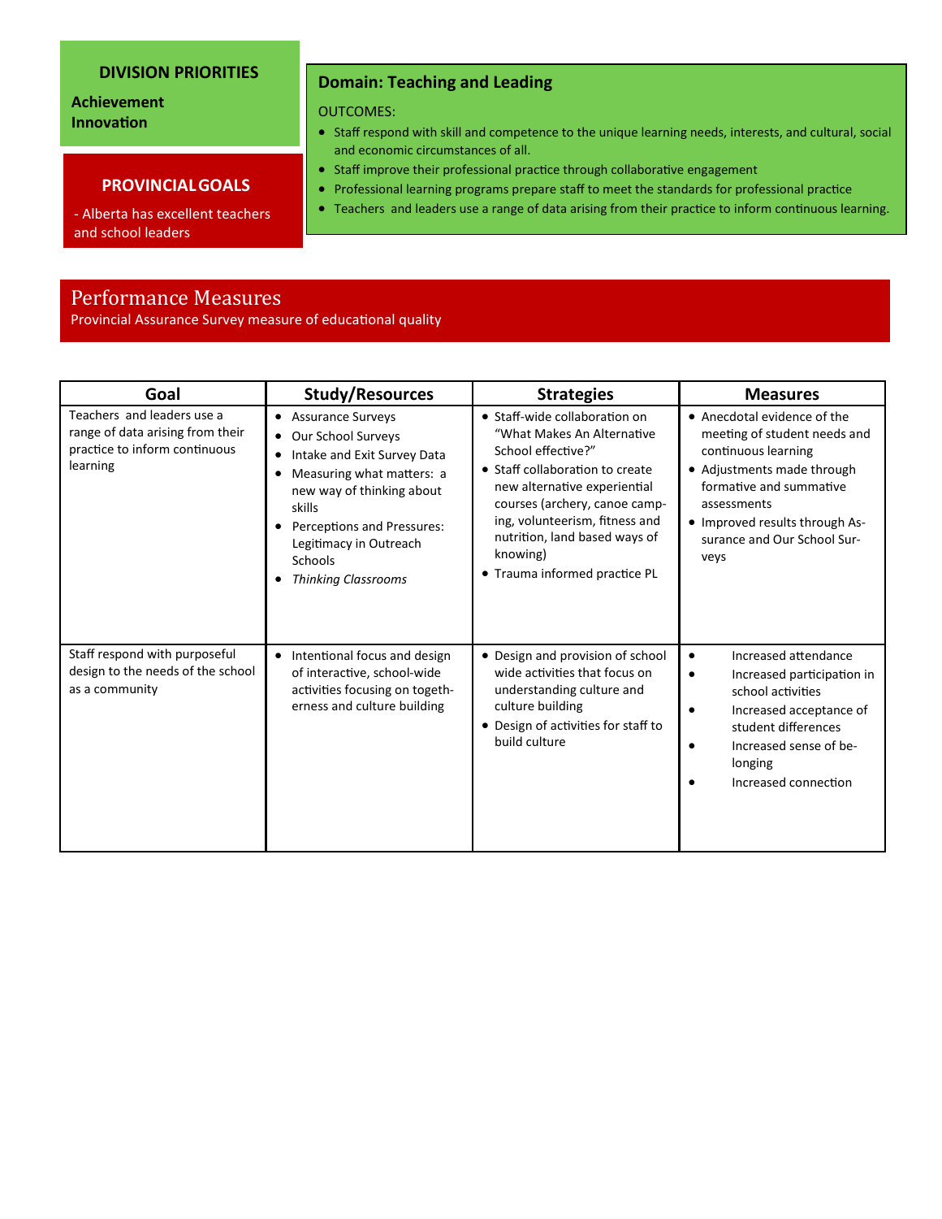## DIVISION PRIORITIES

**Achievement**
**Innovation**

## PROVINCIAL GOALS

- Alberta has excellent teachers and school leaders

### Domain: Teaching and Leading

OUTCOMES:

- Staff respond with skill and competence to the unique learning needs, interests, and cultural, social and economic circumstances of all.
- Staff improve their professional practice through collaborative engagement
- Professional learning programs prepare staff to meet the standards for professional practice
- Teachers and leaders use a range of data arising from their practice to inform continuous learning.

## Performance Measures

Provincial Assurance Survey measure of educational quality

| Goal | Study/Resources | Strategies | Measures |
|---|---|---|---|
| Teachers and leaders use a range of data arising from their practice to inform continuous learning | • Assurance Surveys<br>• Our School Surveys<br>• Intake and Exit Survey Data<br>• Measuring what matters: a new way of thinking about skills<br>• Perceptions and Pressures: Legitimacy in Outreach Schools<br>• *Thinking Classrooms* | • Staff-wide collaboration on "What Makes An Alternative School effective?"<br>• Staff collaboration to create new alternative experiential courses (archery, canoe camping, volunteerism, fitness and nutrition, land based ways of knowing)<br>• Trauma informed practice PL | • Anecdotal evidence of the meeting of student needs and continuous learning<br>• Adjustments made through formative and summative assessments<br>• Improved results through Assurance and Our School Surveys |
| Staff respond with purposeful design to the needs of the school as a community | • Intentional focus and design of interactive, school-wide activities focusing on togetherness and culture building | • Design and provision of school wide activities that focus on understanding culture and culture building<br>• Design of activities for staff to build culture | • Increased attendance<br>• Increased participation in school activities<br>• Increased acceptance of student differences<br>• Increased sense of belonging<br>• Increased connection |